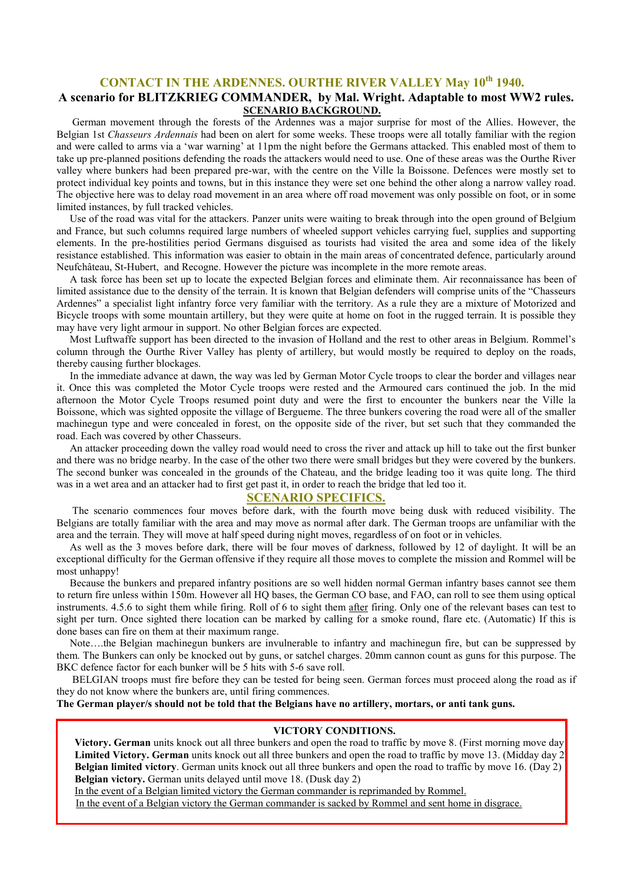# CONTACT IN THE ARDENNES. OURTHE RIVER VALLEY May 10th 1940.

## A scenario for BLITZKRIEG COMMANDER, by Mal. Wright. Adaptable to most WW2 rules.

### SCENARIO BACKGROUND.

German movement through the forests of the Ardennes was a major surprise for most of the Allies. However, the Belgian 1st *Chasseurs Ardennais* had been on alert for some weeks. These troops were all totally familiar with the region and were called to arms via a 'war warning' at 11pm the night before the Germans attacked. This enabled most of them to take up pre-planned positions defending the roads the attackers would need to use. One of these areas was the Ourthe River valley where bunkers had been prepared pre-war, with the centre on the Ville la Boissone. Defences were mostly set to protect individual key points and towns, but in this instance they were set one behind the other along a narrow valley road. The objective here was to delay road movement in an area where off road movement was only possible on foot, or in some limited instances, by full tracked vehicles.

Use of the road was vital for the attackers. Panzer units were waiting to break through into the open ground of Belgium and France, but such columns required large numbers of wheeled support vehicles carrying fuel, supplies and supporting elements. In the pre-hostilities period Germans disguised as tourists had visited the area and some idea of the likely resistance established. This information was easier to obtain in the main areas of concentrated defence, particularly around Neufchâteau, St-Hubert, and Recogne. However the picture was incomplete in the more remote areas.

A task force has been set up to locate the expected Belgian forces and eliminate them. Air reconnaissance has been of limited assistance due to the density of the terrain. It is known that Belgian defenders will comprise units of the "Chasseurs Ardennes" a specialist light infantry force very familiar with the territory. As a rule they are a mixture of Motorized and Bicycle troops with some mountain artillery, but they were quite at home on foot in the rugged terrain. It is possible they may have very light armour in support. No other Belgian forces are expected.

Most Luftwaffe support has been directed to the invasion of Holland and the rest to other areas in Belgium. Rommel's column through the Ourthe River Valley has plenty of artillery, but would mostly be required to deploy on the roads, thereby causing further blockages.

In the immediate advance at dawn, the way was led by German Motor Cycle troops to clear the border and villages near it. Once this was completed the Motor Cycle troops were rested and the Armoured cars continued the job. In the mid afternoon the Motor Cycle Troops resumed point duty and were the first to encounter the bunkers near the Ville la Boissone, which was sighted opposite the village of Bergueme. The three bunkers covering the road were all of the smaller machinegun type and were concealed in forest, on the opposite side of the river, but set such that they commanded the road. Each was covered by other Chasseurs.

An attacker proceeding down the valley road would need to cross the river and attack up hill to take out the first bunker and there was no bridge nearby. In the case of the other two there were small bridges but they were covered by the bunkers. The second bunker was concealed in the grounds of the Chateau, and the bridge leading too it was quite long. The third was in a wet area and an attacker had to first get past it, in order to reach the bridge that led too it.

### SCENARIO SPECIFICS.

The scenario commences four moves before dark, with the fourth move being dusk with reduced visibility. The Belgians are totally familiar with the area and may move as normal after dark. The German troops are unfamiliar with the area and the terrain. They will move at half speed during night moves, regardless of on foot or in vehicles.

As well as the 3 moves before dark, there will be four moves of darkness, followed by 12 of daylight. It will be an exceptional difficulty for the German offensive if they require all those moves to complete the mission and Rommel will be most unhappy!

Because the bunkers and prepared infantry positions are so well hidden normal German infantry bases cannot see them to return fire unless within 150m. However all HQ bases, the German CO base, and FAO, can roll to see them using optical instruments. 4.5.6 to sight them while firing. Roll of 6 to sight them after firing. Only one of the relevant bases can test to sight per turn. Once sighted there location can be marked by calling for a smoke round, flare etc. (Automatic) If this is done bases can fire on them at their maximum range.

Note….the Belgian machinegun bunkers are invulnerable to infantry and machinegun fire, but can be suppressed by them. The Bunkers can only be knocked out by guns, or satchel charges. 20mm cannon count as guns for this purpose. The BKC defence factor for each bunker will be 5 hits with 5-6 save roll.

BELGIAN troops must fire before they can be tested for being seen. German forces must proceed along the road as if they do not know where the bunkers are, until firing commences.

**The German player/s should not be told that the Belgians have no artillery, mortars, or anti tank guns.**

**VICTORY CONDITIONS.**

**Victory. German** units knock out all three bunkers and open the road to traffic by move 8. (First morning move day
**Limited Victory. German** units knock out all three bunkers and open the road to traffic by move 13. (Midday day 2
**Belgian limited victory**. German units knock out all three bunkers and open the road to traffic by move 16. (Day 2)
**Belgian victory.** German units delayed until move 18. (Dusk day 2)

In the event of a Belgian limited victory the German commander is reprimanded by Rommel.
In the event of a Belgian victory the German commander is sacked by Rommel and sent home in disgrace.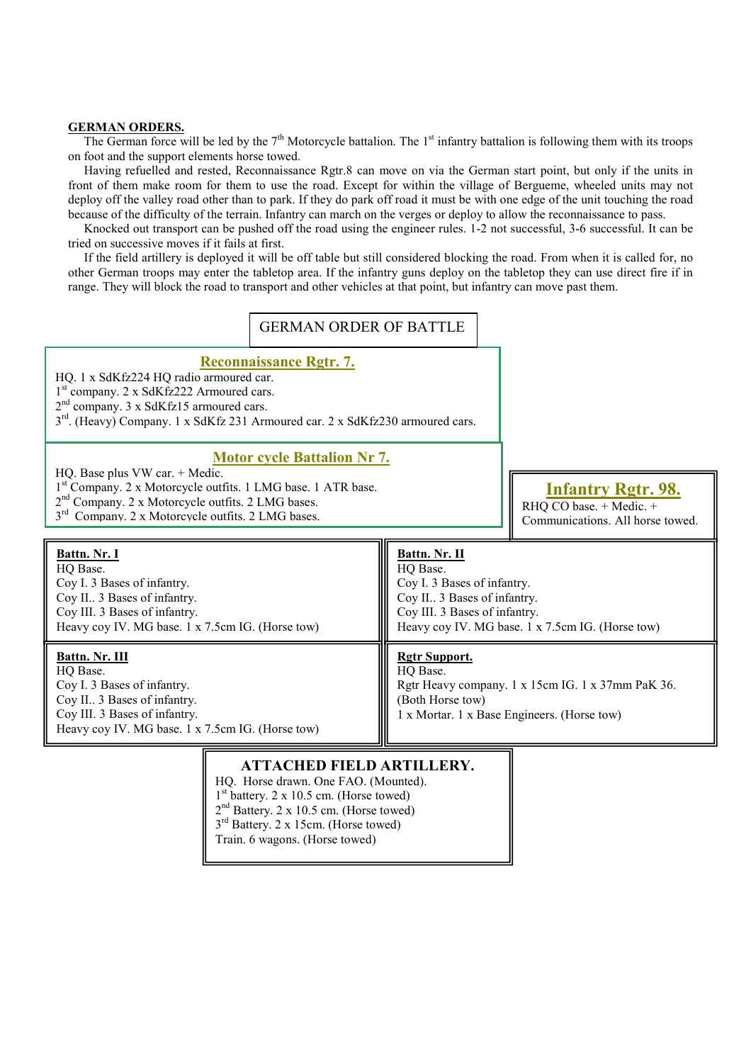**GERMAN ORDERS.**

The German force will be led by the 7th Motorcycle battalion. The 1st infantry battalion is following them with its troops on foot and the support elements horse towed.

Having refuelled and rested, Reconnaissance Rgtr.8 can move on via the German start point, but only if the units in front of them make room for them to use the road. Except for within the village of Bergueme, wheeled units may not deploy off the valley road other than to park. If they do park off road it must be with one edge of the unit touching the road because of the difficulty of the terrain. Infantry can march on the verges or deploy to allow the reconnaissance to pass.

Knocked out transport can be pushed off the road using the engineer rules. 1-2 not successful, 3-6 successful. It can be tried on successive moves if it fails at first.

If the field artillery is deployed it will be off table but still considered blocking the road. From when it is called for, no other German troops may enter the tabletop area. If the infantry guns deploy on the tabletop they can use direct fire if in range. They will block the road to transport and other vehicles at that point, but infantry can move past them.

## GERMAN ORDER OF BATTLE

### Reconnaissance Rgtr. 7.

HQ. 1 x SdKfz224 HQ radio armoured car.
1st company. 2 x SdKfz222 Armoured cars.
2nd company. 3 x SdKfz15 armoured cars.
3rd. (Heavy) Company. 1 x SdKfz 231 Armoured car. 2 x SdKfz230 armoured cars.

### Motor cycle Battalion Nr 7.

HQ. Base plus VW car. + Medic.
1st Company. 2 x Motorcycle outfits. 1 LMG base. 1 ATR base.
2nd Company. 2 x Motorcycle outfits. 2 LMG bases.
3rd Company. 2 x Motorcycle outfits. 2 LMG bases.

### Infantry Rgtr. 98.

RHQ CO base. + Medic. + Communications. All horse towed.

**Battn. Nr. I**
HQ Base.
Coy I. 3 Bases of infantry.
Coy II.. 3 Bases of infantry.
Coy III. 3 Bases of infantry.
Heavy coy IV. MG base. 1 x 7.5cm IG. (Horse tow)

**Battn. Nr. II**
HQ Base.
Coy I. 3 Bases of infantry.
Coy II.. 3 Bases of infantry.
Coy III. 3 Bases of infantry.
Heavy coy IV. MG base. 1 x 7.5cm IG. (Horse tow)

**Battn. Nr. III**
HQ Base.
Coy I. 3 Bases of infantry.
Coy II.. 3 Bases of infantry.
Coy III. 3 Bases of infantry.
Heavy coy IV. MG base. 1 x 7.5cm IG. (Horse tow)

**Rgtr Support.**
HQ Base.
Rgtr Heavy company. 1 x 15cm IG. 1 x 37mm PaK 36. (Both Horse tow)
1 x Mortar. 1 x Base Engineers. (Horse tow)

### ATTACHED FIELD ARTILLERY.

HQ. Horse drawn. One FAO. (Mounted).
1st battery. 2 x 10.5 cm. (Horse towed)
2nd Battery. 2 x 10.5 cm. (Horse towed)
3rd Battery. 2 x 15cm. (Horse towed)
Train. 6 wagons. (Horse towed)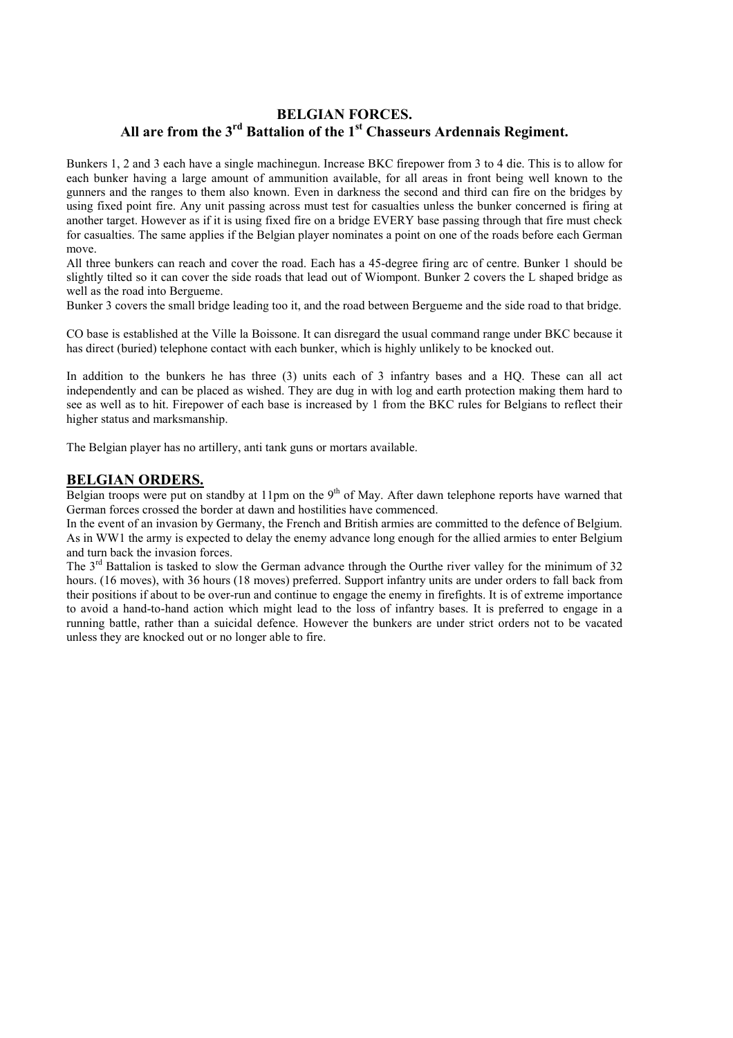## BELGIAN FORCES.
## All are from the 3rd Battalion of the 1st Chasseurs Ardennais Regiment.

Bunkers 1, 2 and 3 each have a single machinegun. Increase BKC firepower from 3 to 4 die. This is to allow for each bunker having a large amount of ammunition available, for all areas in front being well known to the gunners and the ranges to them also known. Even in darkness the second and third can fire on the bridges by using fixed point fire. Any unit passing across must test for casualties unless the bunker concerned is firing at another target. However as if it is using fixed fire on a bridge EVERY base passing through that fire must check for casualties. The same applies if the Belgian player nominates a point on one of the roads before each German move.

All three bunkers can reach and cover the road. Each has a 45-degree firing arc of centre. Bunker 1 should be slightly tilted so it can cover the side roads that lead out of Wiompont. Bunker 2 covers the L shaped bridge as well as the road into Bergueme.

Bunker 3 covers the small bridge leading too it, and the road between Bergueme and the side road to that bridge.

CO base is established at the Ville la Boissone. It can disregard the usual command range under BKC because it has direct (buried) telephone contact with each bunker, which is highly unlikely to be knocked out.

In addition to the bunkers he has three (3) units each of 3 infantry bases and a HQ. These can all act independently and can be placed as wished. They are dug in with log and earth protection making them hard to see as well as to hit. Firepower of each base is increased by 1 from the BKC rules for Belgians to reflect their higher status and marksmanship.

The Belgian player has no artillery, anti tank guns or mortars available.

## BELGIAN ORDERS.

Belgian troops were put on standby at 11pm on the 9th of May. After dawn telephone reports have warned that German forces crossed the border at dawn and hostilities have commenced.

In the event of an invasion by Germany, the French and British armies are committed to the defence of Belgium. As in WW1 the army is expected to delay the enemy advance long enough for the allied armies to enter Belgium and turn back the invasion forces.

The 3rd Battalion is tasked to slow the German advance through the Ourthe river valley for the minimum of 32 hours. (16 moves), with 36 hours (18 moves) preferred. Support infantry units are under orders to fall back from their positions if about to be over-run and continue to engage the enemy in firefights. It is of extreme importance to avoid a hand-to-hand action which might lead to the loss of infantry bases. It is preferred to engage in a running battle, rather than a suicidal defence. However the bunkers are under strict orders not to be vacated unless they are knocked out or no longer able to fire.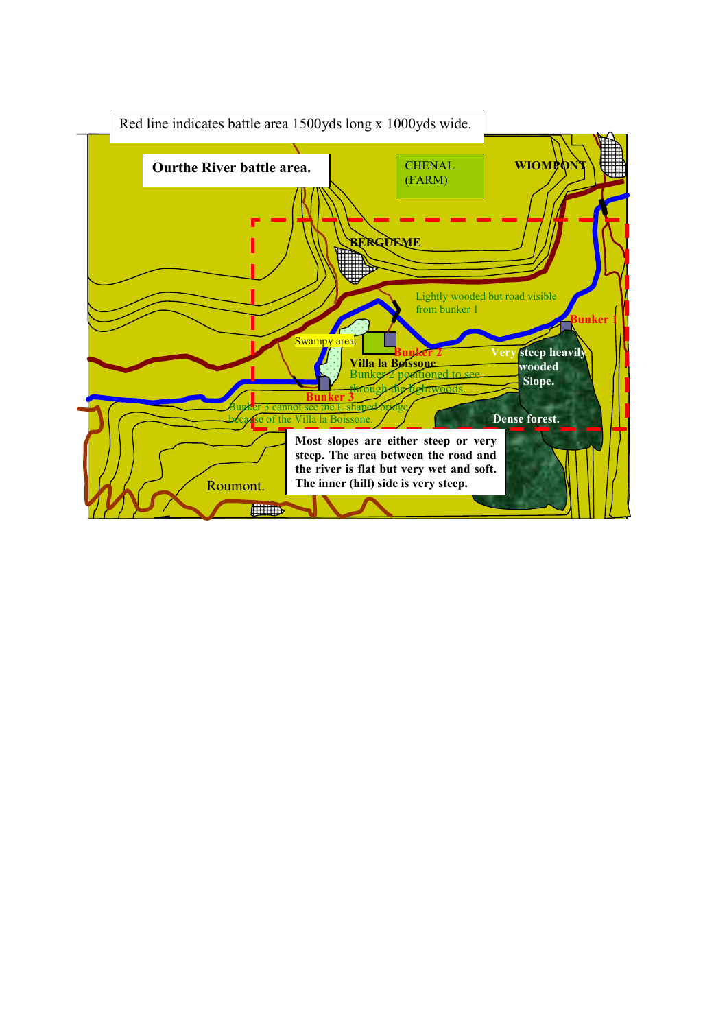Red line indicates battle area 1500yds long x 1000yds wide.

**Ourthe River battle area.**

CHENAL (FARM)

**WIOMPONT**

**BERGUEME**

Lightly wooded but road visible from bunker 1

**Bunker 1**

Swampy area.

**Bunker 2**

**Villa la Boissone**

Bunker 2 positioned to see through the lightwoods.

**Very steep heavily wooded Slope.**

**Bunker 3**

Bunker 3 cannot see the L shaped bridge because of the Villa la Boissone.

**Dense forest.**

**Most slopes are either steep or very steep. The area between the road and the river is flat but very wet and soft. The inner (hill) side is very steep.**

Roumont.